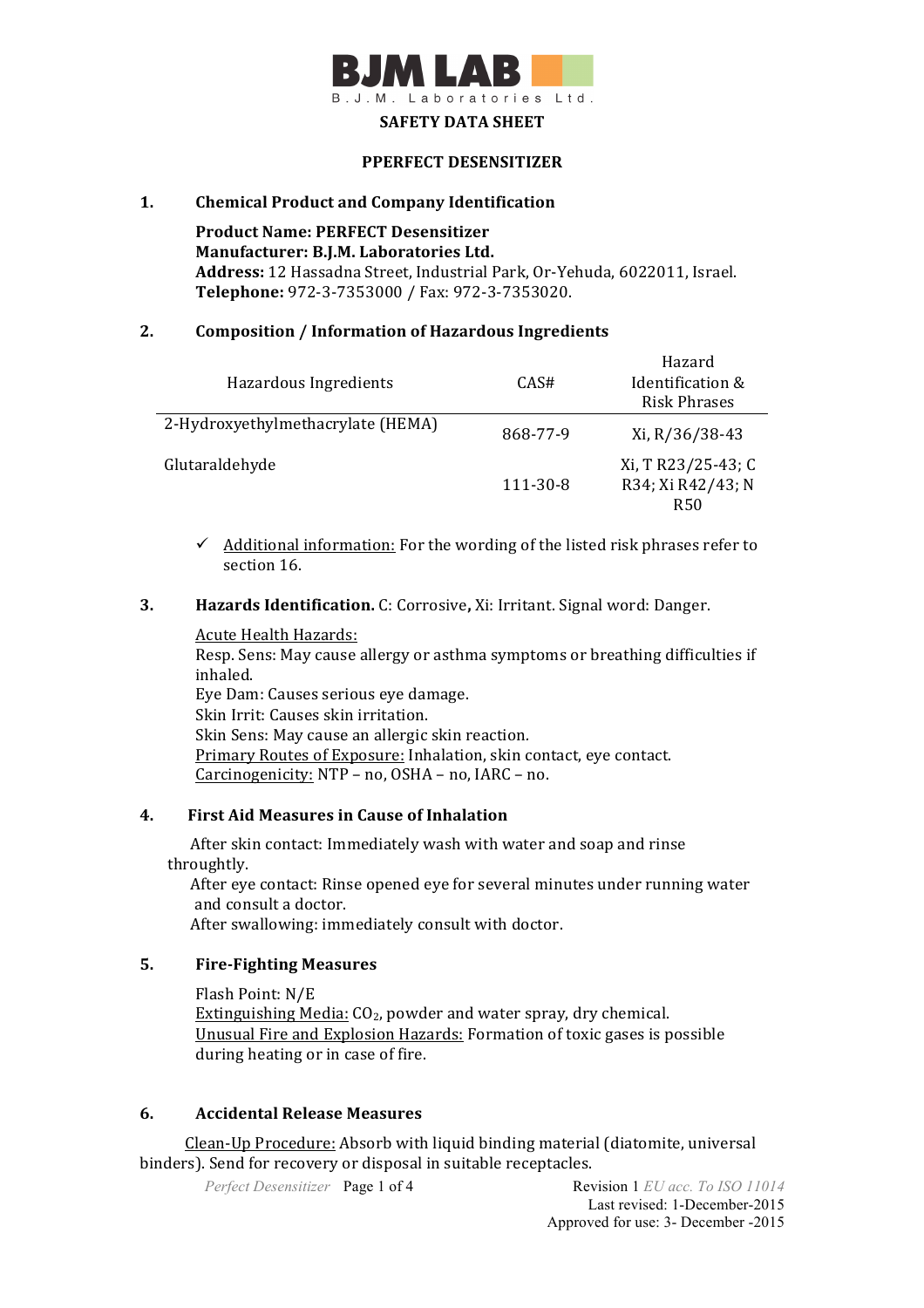**SAFETY DATA SHEET**

**PPERFECT DESENSITIZER**

## 1. Chemical Product and Company Identification

**Product Name: PERFECT Desensitizer**
**Manufacturer: B.J.M. Laboratories Ltd.**
**Address:** 12 Hassadna Street, Industrial Park, Or-Yehuda, 6022011, Israel.
**Telephone:** 972-3-7353000 / Fax: 972-3-7353020.

## 2. Composition / Information of Hazardous Ingredients

| Hazardous Ingredients | CAS# | Hazard Identification & Risk Phrases |
|---|---|---|
| 2-Hydroxyethylmethacrylate (HEMA) | 868-77-9 | Xi, R/36/38-43 |
| Glutaraldehyde | 111-30-8 | Xi, T R23/25-43; C R34; Xi R42/43; N R50 |

- ✓ Additional information: For the wording of the listed risk phrases refer to section 16.

## 3. Hazards Identification. C: Corrosive, Xi: Irritant. Signal word: Danger.

Acute Health Hazards:
Resp. Sens: May cause allergy or asthma symptoms or breathing difficulties if inhaled.
Eye Dam: Causes serious eye damage.
Skin Irrit: Causes skin irritation.
Skin Sens: May cause an allergic skin reaction.
Primary Routes of Exposure: Inhalation, skin contact, eye contact.
Carcinogenicity: NTP – no, OSHA – no, IARC – no.

## 4. First Aid Measures in Cause of Inhalation

After skin contact: Immediately wash with water and soap and rinse throughtly.
After eye contact: Rinse opened eye for several minutes under running water and consult a doctor.
After swallowing: immediately consult with doctor.

## 5. Fire-Fighting Measures

Flash Point: N/E
Extinguishing Media: $CO_2$, powder and water spray, dry chemical.
Unusual Fire and Explosion Hazards: Formation of toxic gases is possible during heating or in case of fire.

## 6. Accidental Release Measures

Clean-Up Procedure: Absorb with liquid binding material (diatomite, universal binders). Send for recovery or disposal in suitable receptacles.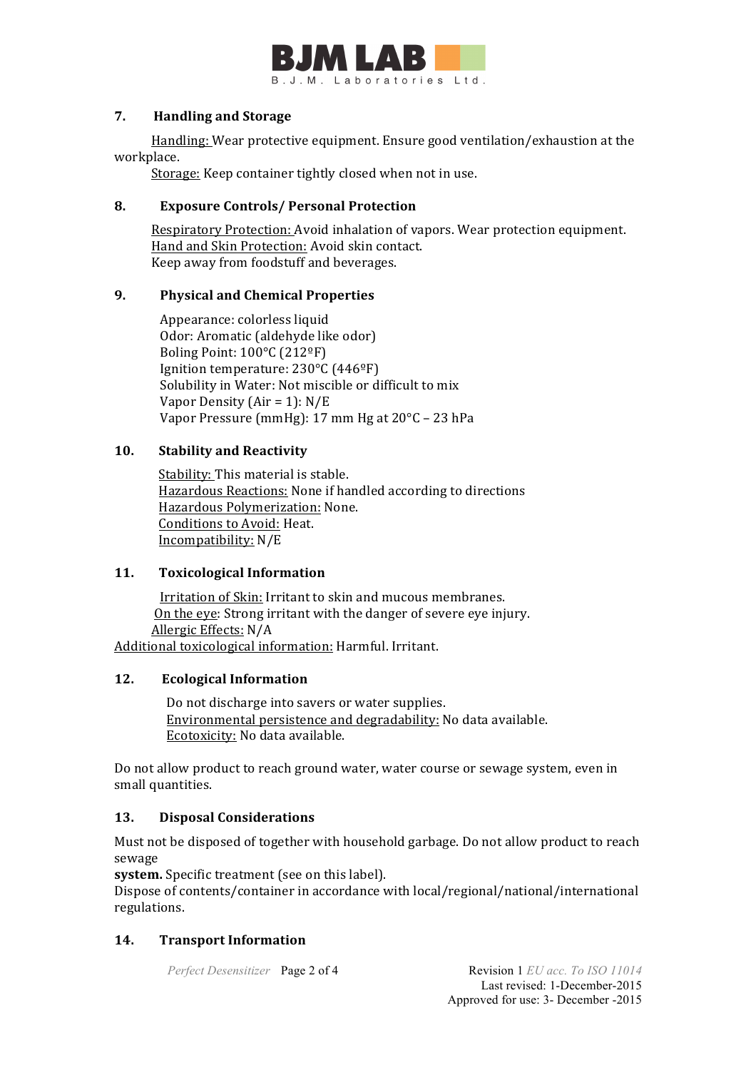## 7. Handling and Storage

Handling: Wear protective equipment. Ensure good ventilation/exhaustion at the workplace.

Storage: Keep container tightly closed when not in use.

## 8. Exposure Controls/ Personal Protection

Respiratory Protection: Avoid inhalation of vapors. Wear protection equipment.
Hand and Skin Protection: Avoid skin contact.
Keep away from foodstuff and beverages.

## 9. Physical and Chemical Properties

Appearance: colorless liquid
Odor: Aromatic (aldehyde like odor)
Boling Point: 100°C (212ºF)
Ignition temperature: 230°C (446ºF)
Solubility in Water: Not miscible or difficult to mix
Vapor Density (Air = 1): N/E
Vapor Pressure (mmHg): 17 mm Hg at 20°C – 23 hPa

## 10. Stability and Reactivity

Stability: This material is stable.
Hazardous Reactions: None if handled according to directions
Hazardous Polymerization: None.
Conditions to Avoid: Heat.
Incompatibility: N/E

## 11. Toxicological Information

Irritation of Skin: Irritant to skin and mucous membranes.
On the eye: Strong irritant with the danger of severe eye injury.
Allergic Effects: N/A
Additional toxicological information: Harmful. Irritant.

## 12. Ecological Information

Do not discharge into savers or water supplies.
Environmental persistence and degradability: No data available.
Ecotoxicity: No data available.

Do not allow product to reach ground water, water course or sewage system, even in small quantities.

## 13. Disposal Considerations

Must not be disposed of together with household garbage. Do not allow product to reach sewage **system.** Specific treatment (see on this label).
Dispose of contents/container in accordance with local/regional/national/international regulations.

## 14. Transport Information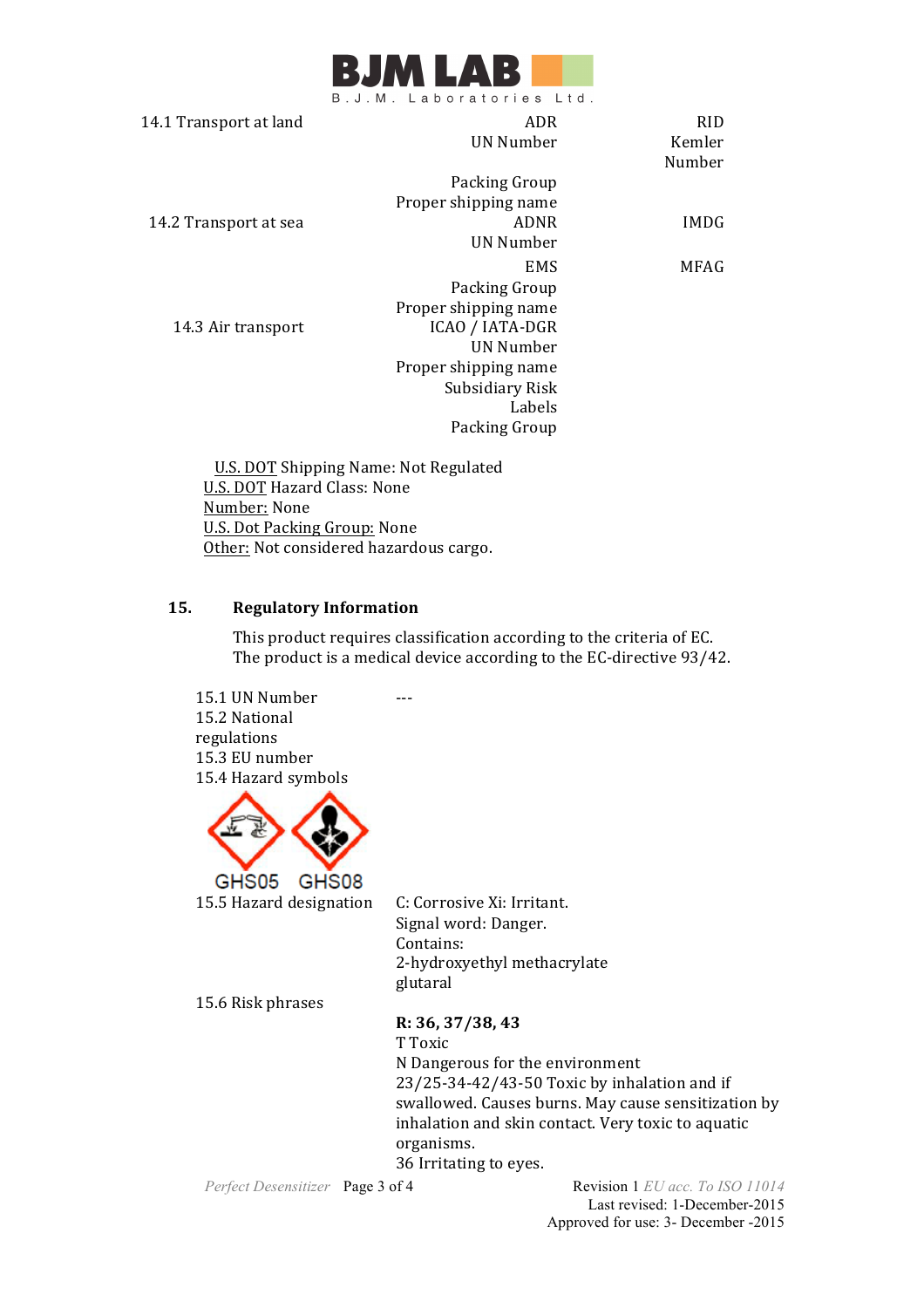| | | |
|---|---|---|
| 14.1 Transport at land | ADR | RID |
| | UN Number | Kemler Number |
| | Packing Group | |
| | Proper shipping name | |
| 14.2 Transport at sea | ADNR | IMDG |
| | UN Number | |
| | EMS | MFAG |
| | Packing Group | |
| | Proper shipping name | |
| 14.3 Air transport | ICAO / IATA-DGR | |
| | UN Number | |
| | Proper shipping name | |
| | Subsidiary Risk | |
| | Labels | |
| | Packing Group | |

U.S. DOT Shipping Name: Not Regulated
U.S. DOT Hazard Class: None
Number: None
U.S. Dot Packing Group: None
Other: Not considered hazardous cargo.

## 15. Regulatory Information

This product requires classification according to the criteria of EC.
The product is a medical device according to the EC-directive 93/42.

15.1 UN Number ---
15.2 National regulations
15.3 EU number
15.4 Hazard symbols

GHS05 GHS08

15.5 Hazard designation
C: Corrosive Xi: Irritant.
Signal word: Danger.
Contains:
2-hydroxyethyl methacrylate
glutaral

15.6 Risk phrases

**R: 36, 37/38, 43**
T Toxic
N Dangerous for the environment
23/25-34-42/43-50 Toxic by inhalation and if swallowed. Causes burns. May cause sensitization by inhalation and skin contact. Very toxic to aquatic organisms.
36 Irritating to eyes.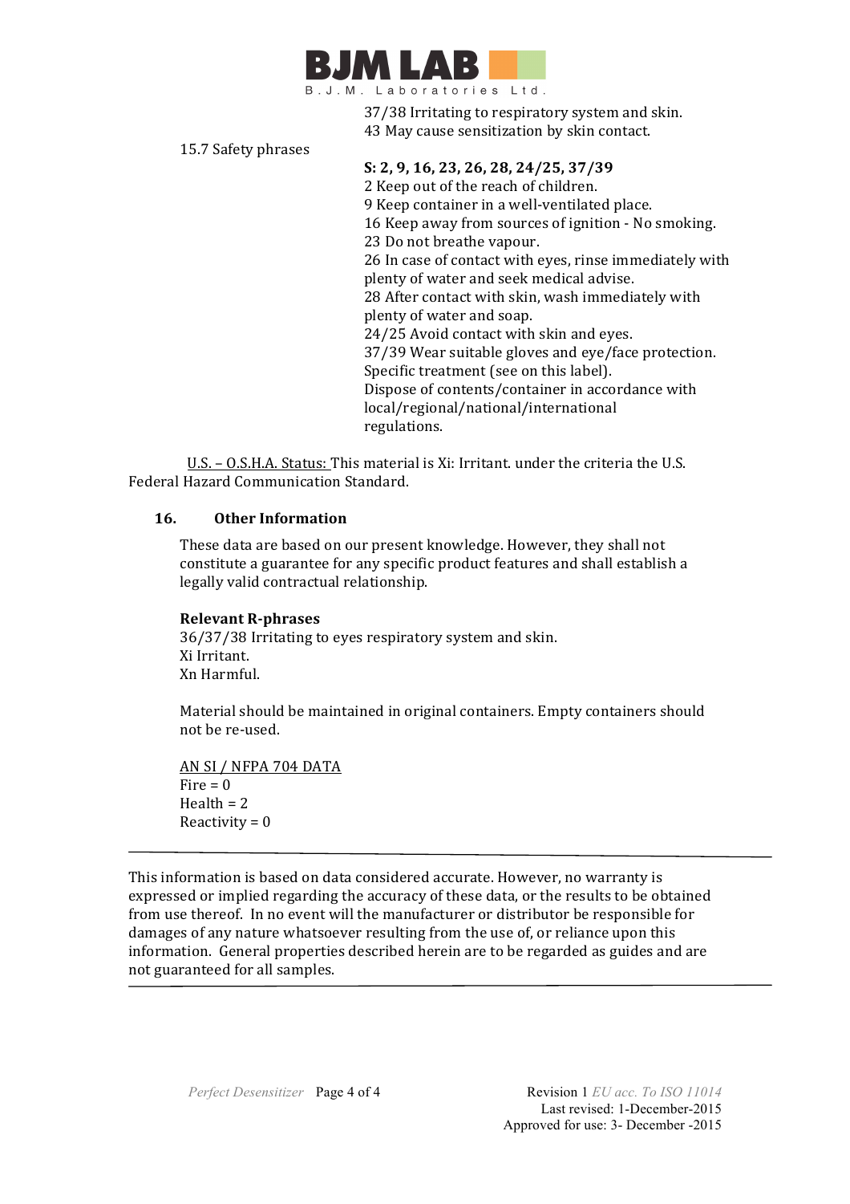37/38 Irritating to respiratory system and skin.
43 May cause sensitization by skin contact.

15.7 Safety phrases

**S: 2, 9, 16, 23, 26, 28, 24/25, 37/39**
2 Keep out of the reach of children.
9 Keep container in a well-ventilated place.
16 Keep away from sources of ignition - No smoking.
23 Do not breathe vapour.
26 In case of contact with eyes, rinse immediately with plenty of water and seek medical advise.
28 After contact with skin, wash immediately with plenty of water and soap.
24/25 Avoid contact with skin and eyes.
37/39 Wear suitable gloves and eye/face protection.
Specific treatment (see on this label).
Dispose of contents/container in accordance with local/regional/national/international regulations.

U.S. – O.S.H.A. Status: This material is Xi: Irritant. under the criteria the U.S. Federal Hazard Communication Standard.

## 16. Other Information

These data are based on our present knowledge. However, they shall not constitute a guarantee for any specific product features and shall establish a legally valid contractual relationship.

**Relevant R-phrases**
36/37/38 Irritating to eyes respiratory system and skin.
Xi Irritant.
Xn Harmful.

Material should be maintained in original containers. Empty containers should not be re-used.

AN SI / NFPA 704 DATA
Fire = 0
Health = 2
Reactivity = 0

---

This information is based on data considered accurate. However, no warranty is expressed or implied regarding the accuracy of these data, or the results to be obtained from use thereof. In no event will the manufacturer or distributor be responsible for damages of any nature whatsoever resulting from the use of, or reliance upon this information. General properties described herein are to be regarded as guides and are not guaranteed for all samples.

---

Revision 1 *EU acc. To ISO 11014*
Last revised: 1-December-2015
Approved for use: 3- December -2015